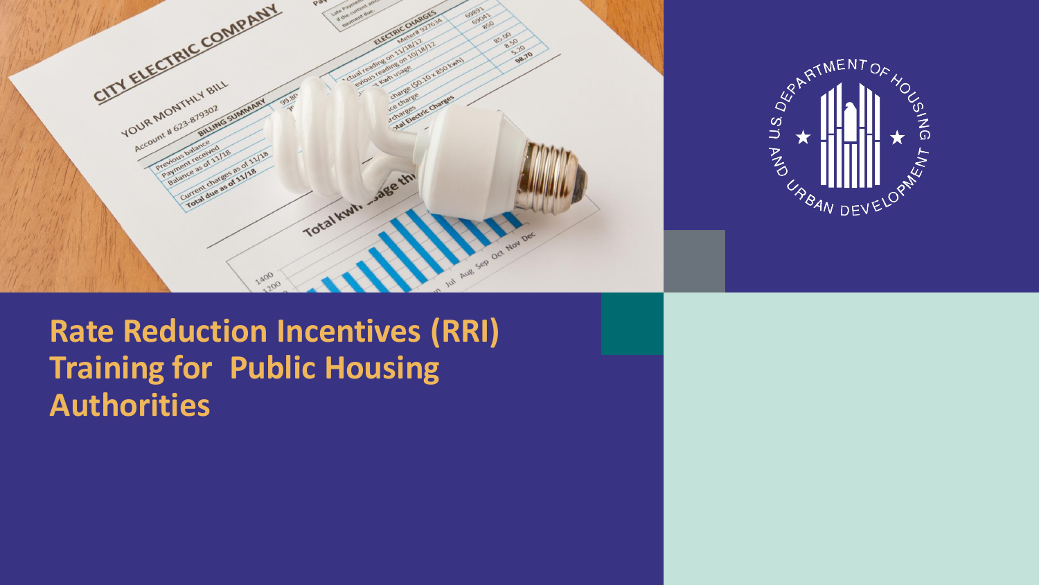# Rate Reduction Incentives (RRI) Training for Public Housing Authorities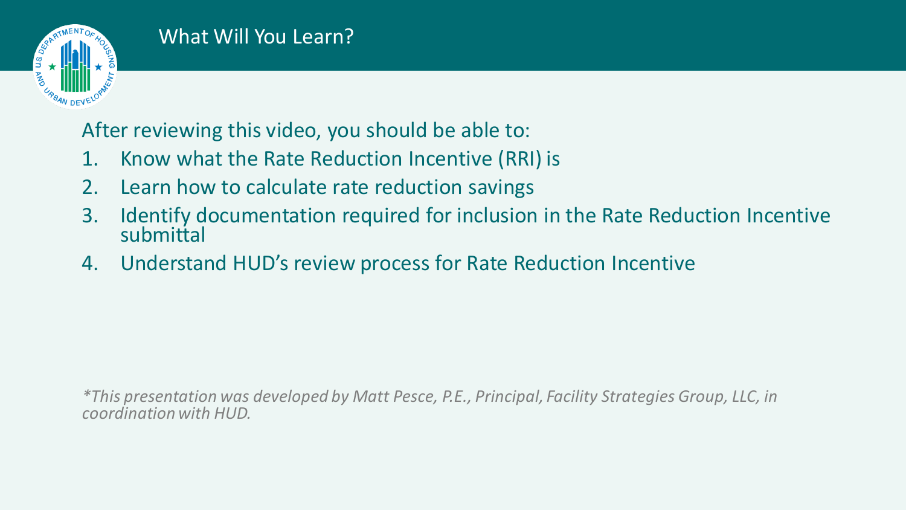# What Will You Learn?

After reviewing this video, you should be able to:

1. Know what the Rate Reduction Incentive (RRI) is
2. Learn how to calculate rate reduction savings
3. Identify documentation required for inclusion in the Rate Reduction Incentive submittal
4. Understand HUD's review process for Rate Reduction Incentive

*\*This presentation was developed by Matt Pesce, P.E., Principal, Facility Strategies Group, LLC, in coordination with HUD.*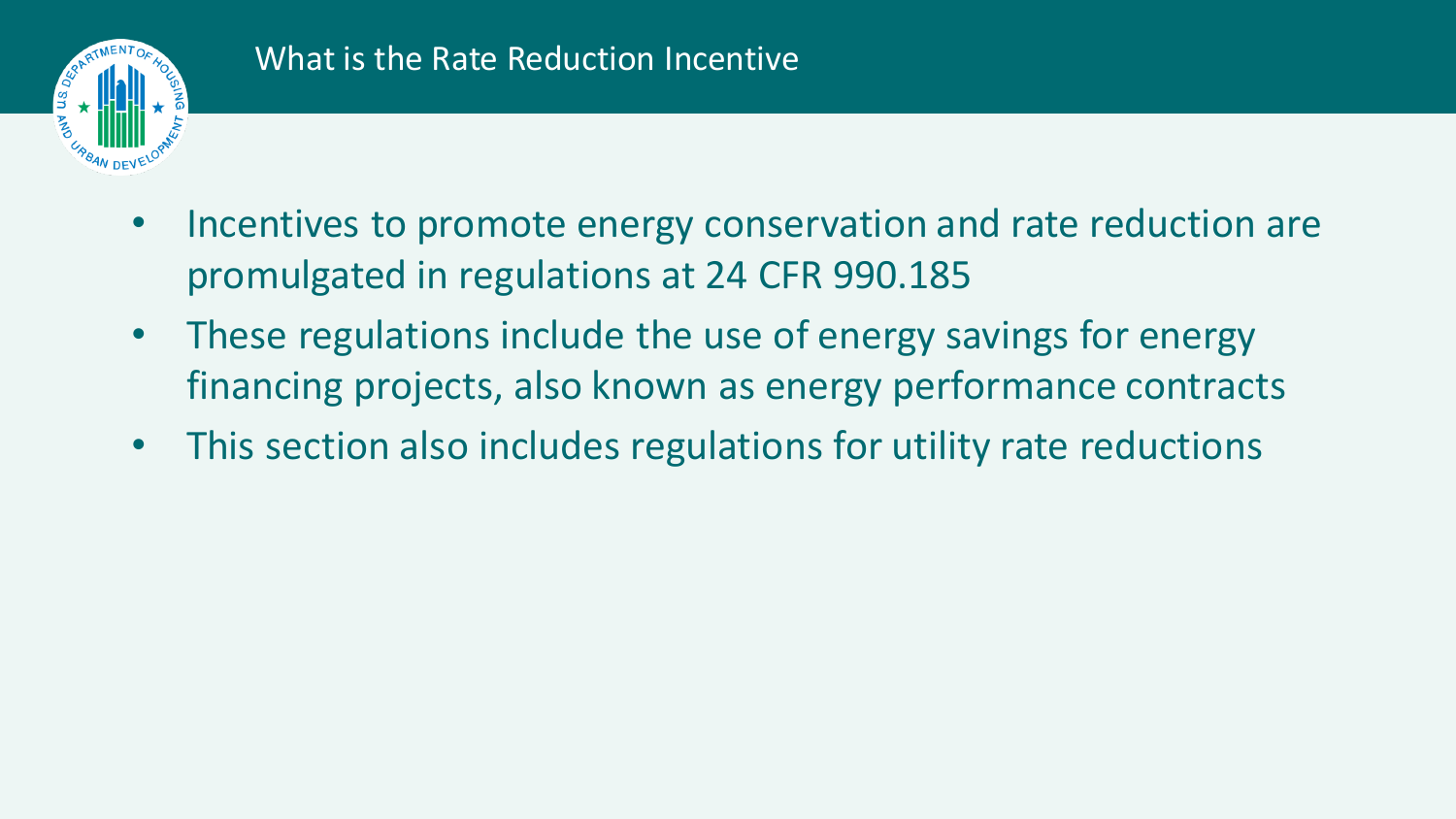# What is the Rate Reduction Incentive

- Incentives to promote energy conservation and rate reduction are promulgated in regulations at 24 CFR 990.185
- These regulations include the use of energy savings for energy financing projects, also known as energy performance contracts
- This section also includes regulations for utility rate reductions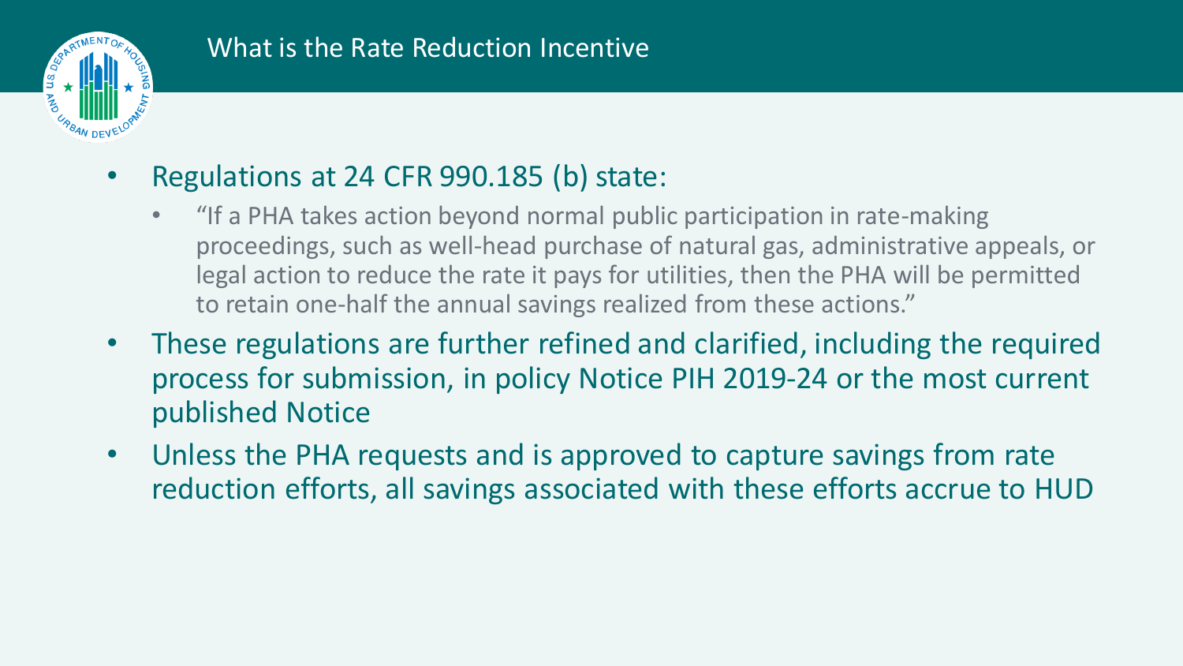# What is the Rate Reduction Incentive

- Regulations at 24 CFR 990.185 (b) state:
  - "If a PHA takes action beyond normal public participation in rate-making proceedings, such as well-head purchase of natural gas, administrative appeals, or legal action to reduce the rate it pays for utilities, then the PHA will be permitted to retain one-half the annual savings realized from these actions."
- These regulations are further refined and clarified, including the required process for submission, in policy Notice PIH 2019-24 or the most current published Notice
- Unless the PHA requests and is approved to capture savings from rate reduction efforts, all savings associated with these efforts accrue to HUD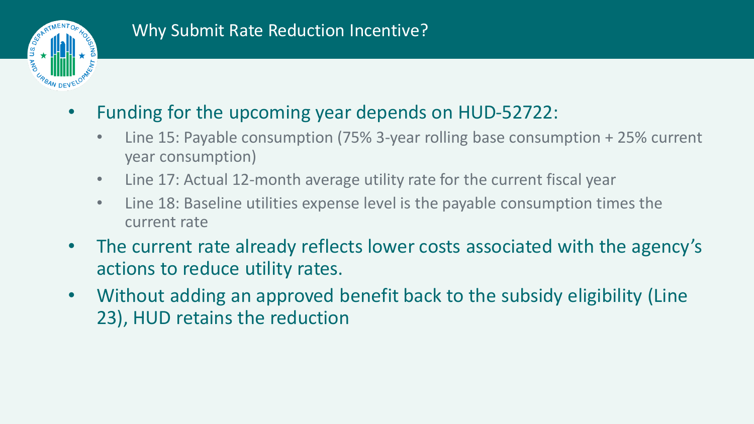## Why Submit Rate Reduction Incentive?

- Funding for the upcoming year depends on HUD-52722:
  - Line 15: Payable consumption (75% 3-year rolling base consumption + 25% current year consumption)
  - Line 17: Actual 12-month average utility rate for the current fiscal year
  - Line 18: Baseline utilities expense level is the payable consumption times the current rate
- The current rate already reflects lower costs associated with the agency's actions to reduce utility rates.
- Without adding an approved benefit back to the subsidy eligibility (Line 23), HUD retains the reduction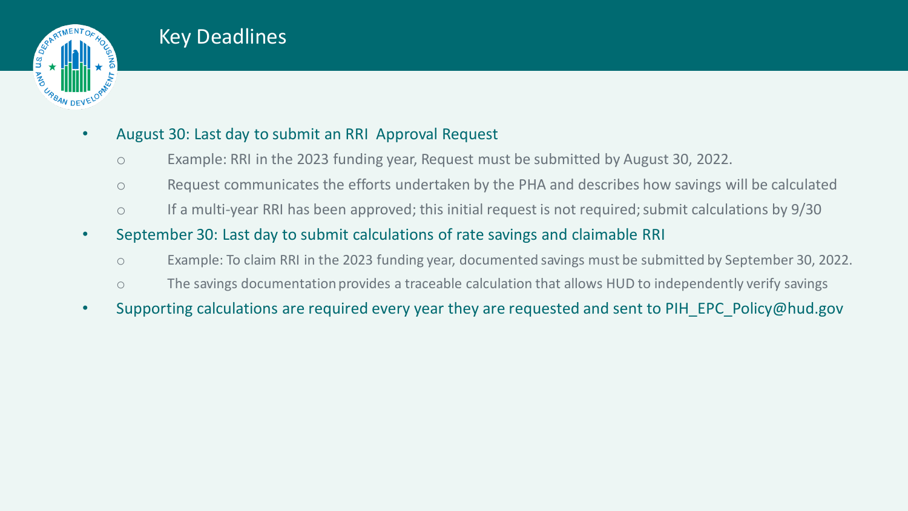# Key Deadlines

- August 30: Last day to submit an RRI  Approval Request
  - Example: RRI in the 2023 funding year, Request must be submitted by August 30, 2022.
  - Request communicates the efforts undertaken by the PHA and describes how savings will be calculated
  - If a multi-year RRI has been approved; this initial request is not required; submit calculations by 9/30
- September 30: Last day to submit calculations of rate savings and claimable RRI
  - Example: To claim RRI in the 2023 funding year, documented savings must be submitted by September 30, 2022.
  - The savings documentation provides a traceable calculation that allows HUD to independently verify savings
- Supporting calculations are required every year they are requested and sent to PIH_EPC_Policy@hud.gov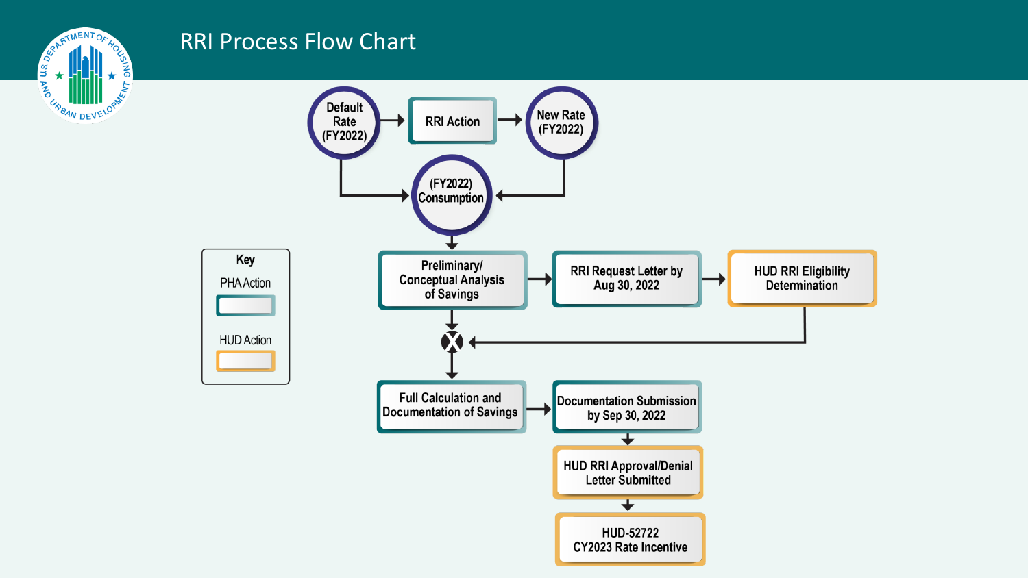# RRI Process Flow Chart

**Key**

- PHA Action
- HUD Action

Default Rate (FY2022) → RRI Action → New Rate (FY2022)

Default Rate (FY2022) → (FY2022) Consumption ← New Rate (FY2022)

(FY2022) Consumption → Preliminary/ Conceptual Analysis of Savings (PHA Action)

Preliminary/ Conceptual Analysis of Savings (PHA Action) → RRI Request Letter by Aug 30, 2022 (PHA Action) → HUD RRI Eligibility Determination (HUD Action)

Preliminary/ Conceptual Analysis of Savings → X ← HUD RRI Eligibility Determination

X → Full Calculation and Documentation of Savings (PHA Action) → Documentation Submission by Sep 30, 2022 (PHA Action)

Documentation Submission by Sep 30, 2022 → HUD RRI Approval/Denial Letter Submitted (HUD Action)

HUD RRI Approval/Denial Letter Submitted → HUD-52722 CY2023 Rate Incentive (HUD Action)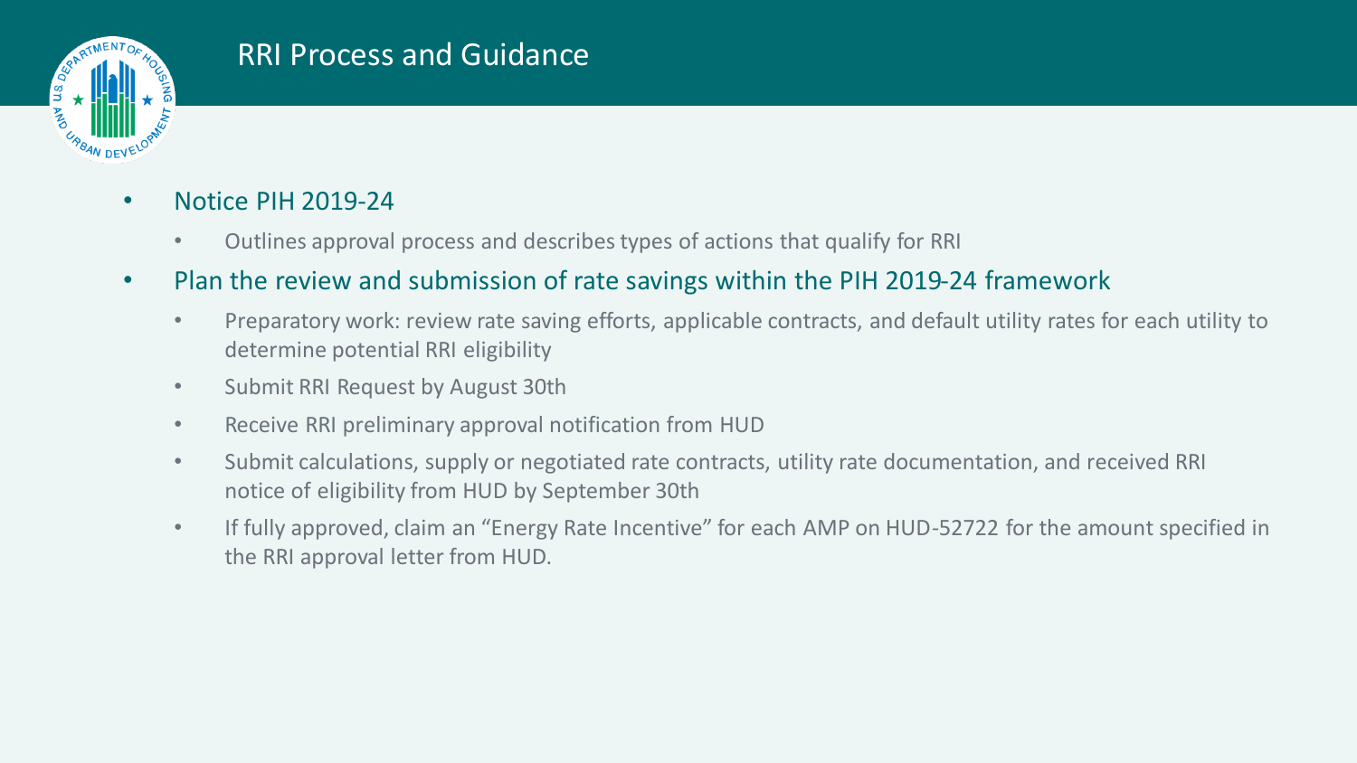# RRI Process and Guidance

- Notice PIH 2019-24
  - Outlines approval process and describes types of actions that qualify for RRI
- Plan the review and submission of rate savings within the PIH 2019-24 framework
  - Preparatory work: review rate saving efforts, applicable contracts, and default utility rates for each utility to determine potential RRI eligibility
  - Submit RRI Request by August 30th
  - Receive RRI preliminary approval notification from HUD
  - Submit calculations, supply or negotiated rate contracts, utility rate documentation, and received RRI notice of eligibility from HUD by September 30th
  - If fully approved, claim an "Energy Rate Incentive" for each AMP on HUD-52722 for the amount specified in the RRI approval letter from HUD.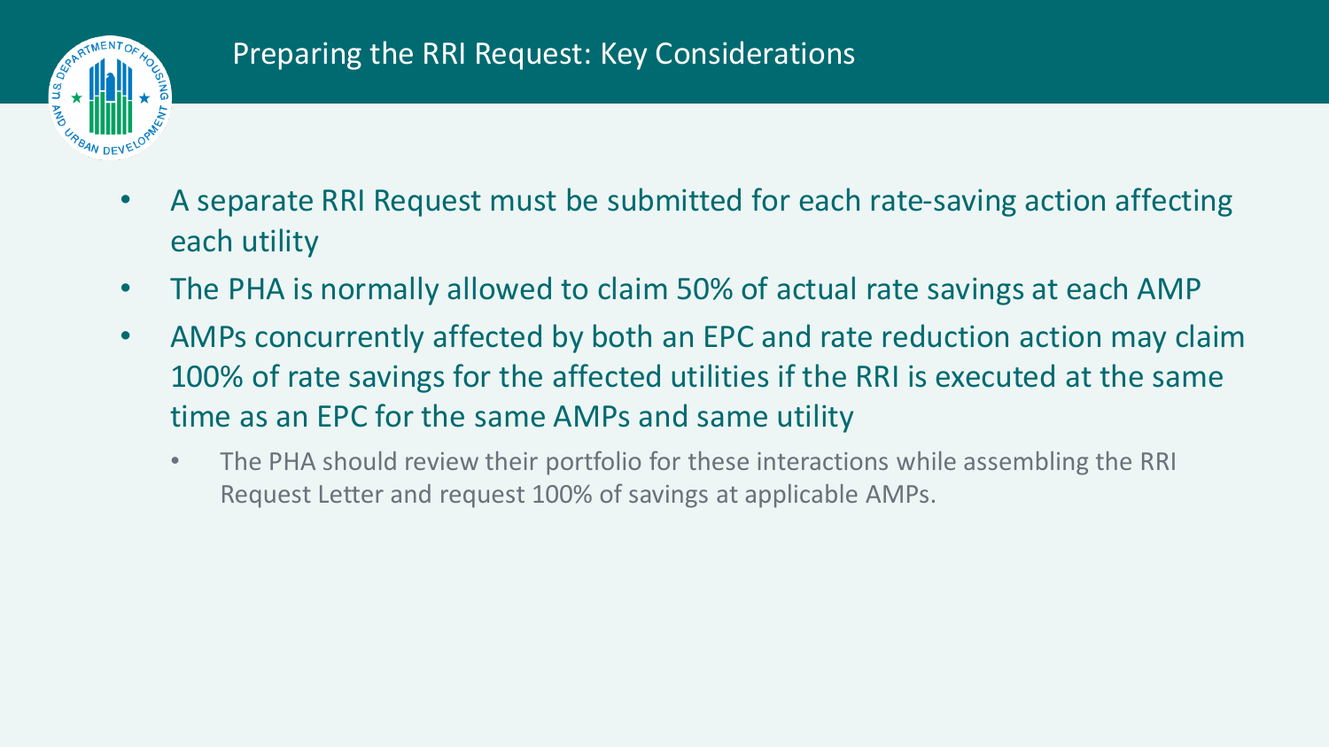# Preparing the RRI Request: Key Considerations

- A separate RRI Request must be submitted for each rate-saving action affecting each utility
- The PHA is normally allowed to claim 50% of actual rate savings at each AMP
- AMPs concurrently affected by both an EPC and rate reduction action may claim 100% of rate savings for the affected utilities if the RRI is executed at the same time as an EPC for the same AMPs and same utility
  - The PHA should review their portfolio for these interactions while assembling the RRI Request Letter and request 100% of savings at applicable AMPs.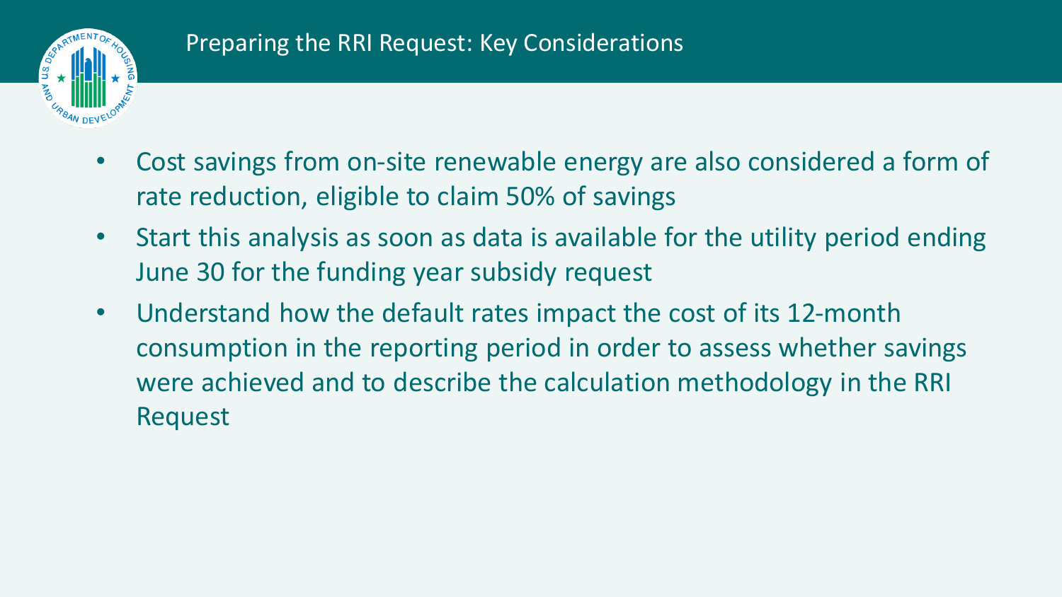# Preparing the RRI Request: Key Considerations

- Cost savings from on-site renewable energy are also considered a form of rate reduction, eligible to claim 50% of savings
- Start this analysis as soon as data is available for the utility period ending June 30 for the funding year subsidy request
- Understand how the default rates impact the cost of its 12-month consumption in the reporting period in order to assess whether savings were achieved and to describe the calculation methodology in the RRI Request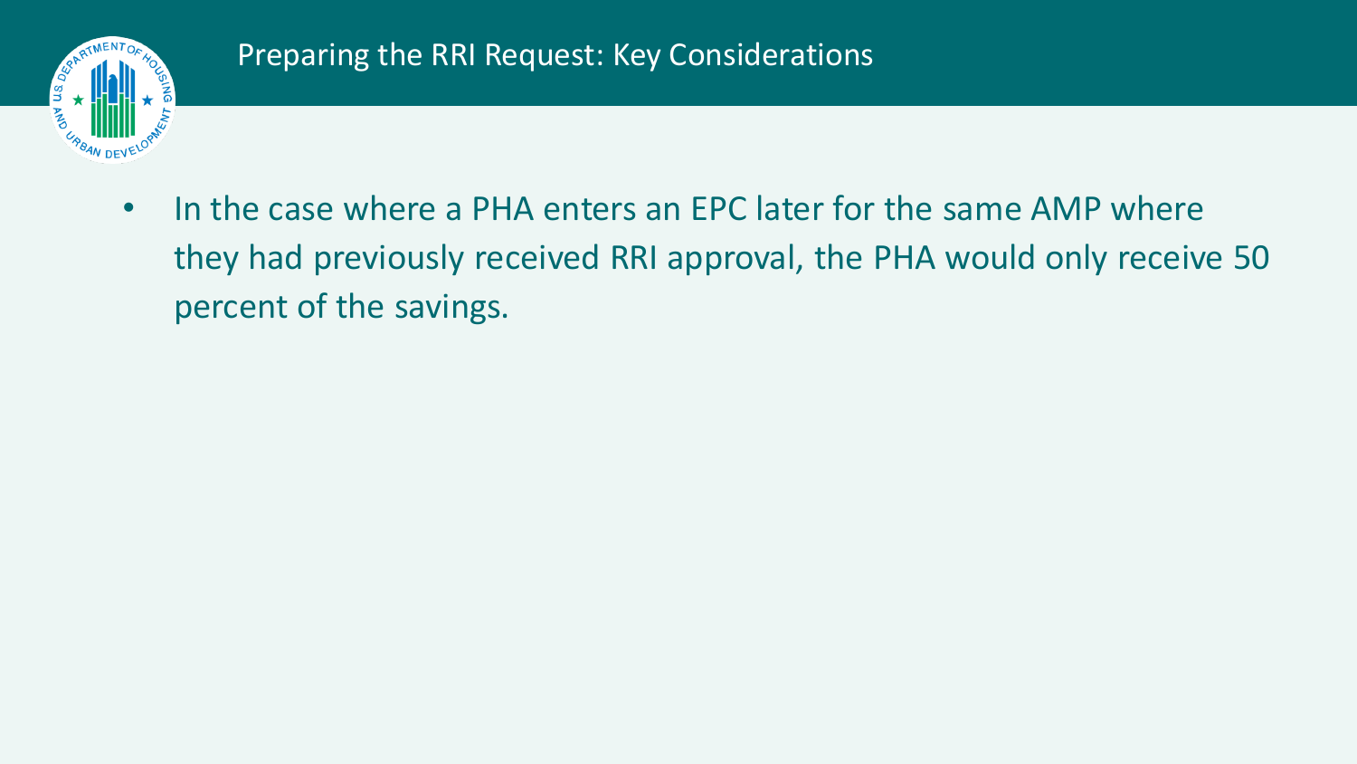## Preparing the RRI Request: Key Considerations

- In the case where a PHA enters an EPC later for the same AMP where they had previously received RRI approval, the PHA would only receive 50 percent of the savings.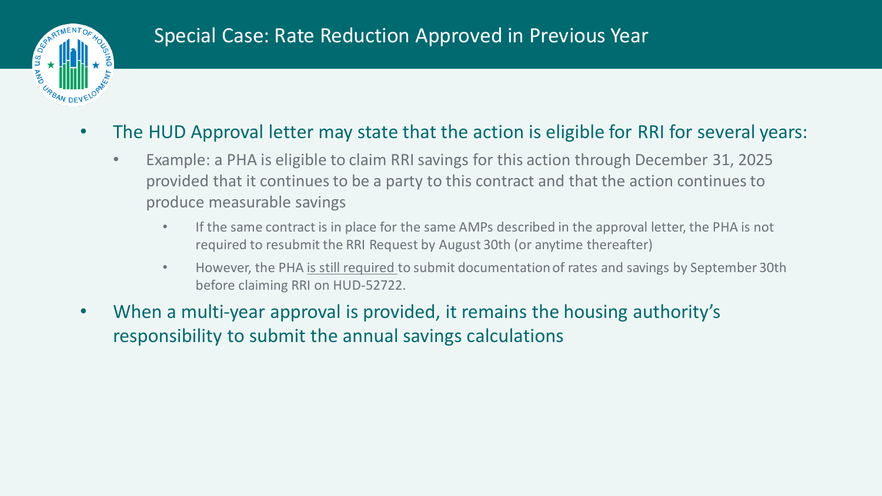## Special Case: Rate Reduction Approved in Previous Year

- The HUD Approval letter may state that the action is eligible for RRI for several years:
  - Example: a PHA is eligible to claim RRI savings for this action through December 31, 2025 provided that it continues to be a party to this contract and that the action continues to produce measurable savings
    - If the same contract is in place for the same AMPs described in the approval letter, the PHA is not required to resubmit the RRI Request by August 30th (or anytime thereafter)
    - However, the PHA <u>is still required</u> to submit documentation of rates and savings by September 30th before claiming RRI on HUD-52722.
- When a multi-year approval is provided, it remains the housing authority's responsibility to submit the annual savings calculations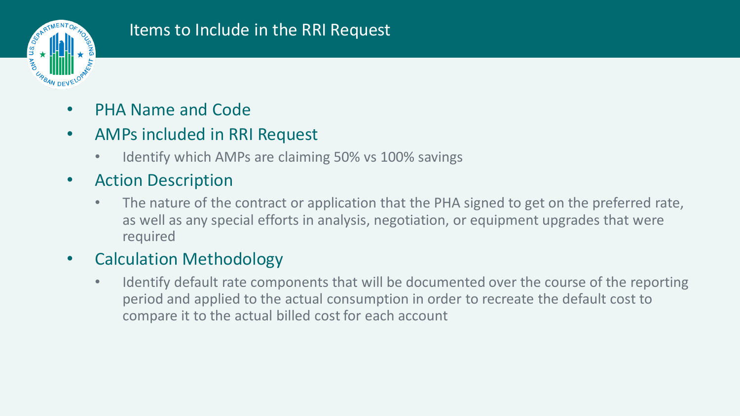# Items to Include in the RRI Request

- PHA Name and Code
- AMPs included in RRI Request
  - Identify which AMPs are claiming 50% vs 100% savings
- Action Description
  - The nature of the contract or application that the PHA signed to get on the preferred rate, as well as any special efforts in analysis, negotiation, or equipment upgrades that were required
- Calculation Methodology
  - Identify default rate components that will be documented over the course of the reporting period and applied to the actual consumption in order to recreate the default cost to compare it to the actual billed cost for each account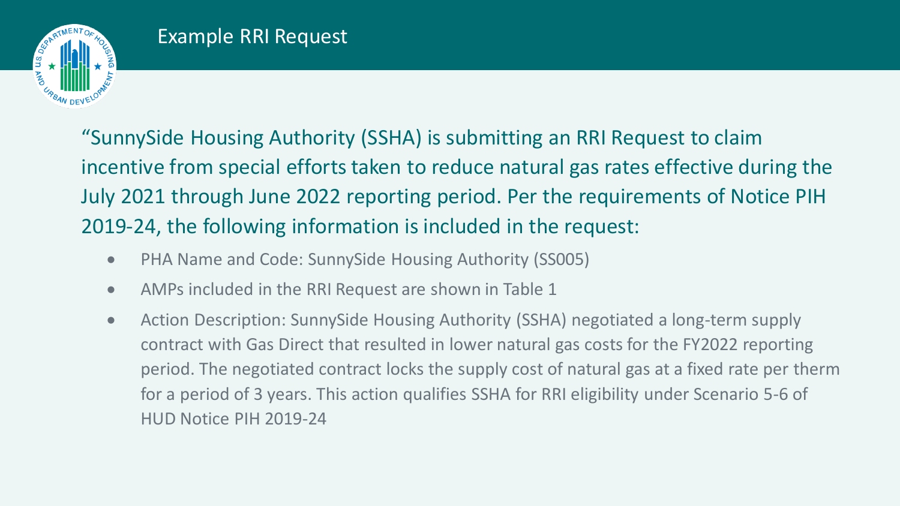# Example RRI Request

"SunnySide Housing Authority (SSHA) is submitting an RRI Request to claim incentive from special efforts taken to reduce natural gas rates effective during the July 2021 through June 2022 reporting period. Per the requirements of Notice PIH 2019-24, the following information is included in the request:

- PHA Name and Code: SunnySide Housing Authority (SS005)
- AMPs included in the RRI Request are shown in Table 1
- Action Description: SunnySide Housing Authority (SSHA) negotiated a long-term supply contract with Gas Direct that resulted in lower natural gas costs for the FY2022 reporting period. The negotiated contract locks the supply cost of natural gas at a fixed rate per therm for a period of 3 years. This action qualifies SSHA for RRI eligibility under Scenario 5-6 of HUD Notice PIH 2019-24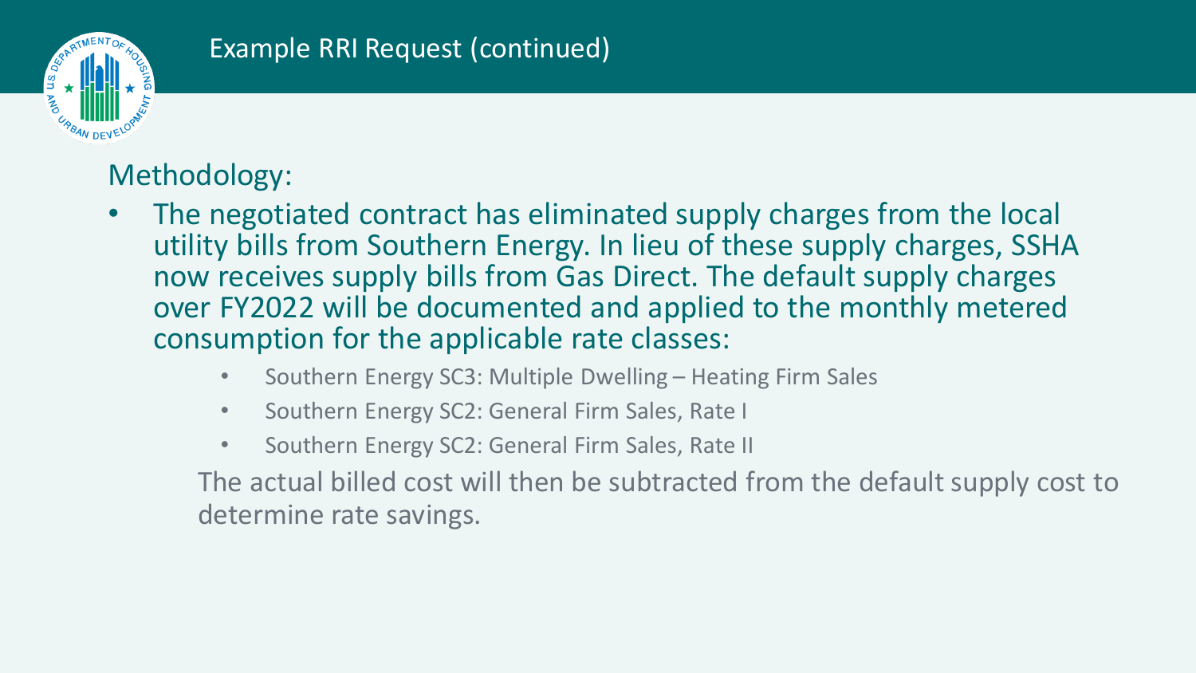# Example RRI Request (continued)

Methodology:

- The negotiated contract has eliminated supply charges from the local utility bills from Southern Energy. In lieu of these supply charges, SSHA now receives supply bills from Gas Direct. The default supply charges over FY2022 will be documented and applied to the monthly metered consumption for the applicable rate classes:
  - Southern Energy SC3: Multiple Dwelling – Heating Firm Sales
  - Southern Energy SC2: General Firm Sales, Rate I
  - Southern Energy SC2: General Firm Sales, Rate II

  The actual billed cost will then be subtracted from the default supply cost to determine rate savings.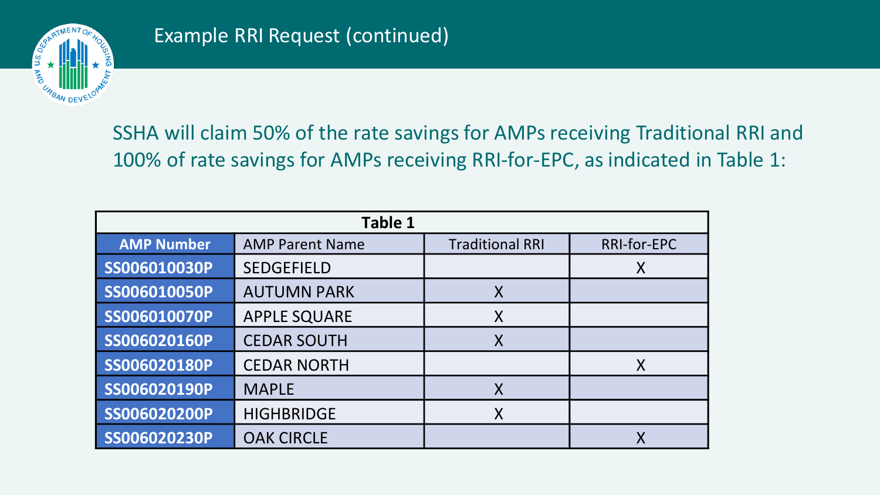# Example RRI Request (continued)

SSHA will claim 50% of the rate savings for AMPs receiving Traditional RRI and 100% of rate savings for AMPs receiving RRI-for-EPC, as indicated in Table 1:

**Table 1**

| AMP Number | AMP Parent Name | Traditional RRI | RRI-for-EPC |
|---|---|---|---|
| SS006010030P | SEDGEFIELD | | X |
| SS006010050P | AUTUMN PARK | X | |
| SS006010070P | APPLE SQUARE | X | |
| SS006020160P | CEDAR SOUTH | X | |
| SS006020180P | CEDAR NORTH | | X |
| SS006020190P | MAPLE | X | |
| SS006020200P | HIGHBRIDGE | X | |
| SS006020230P | OAK CIRCLE | | X |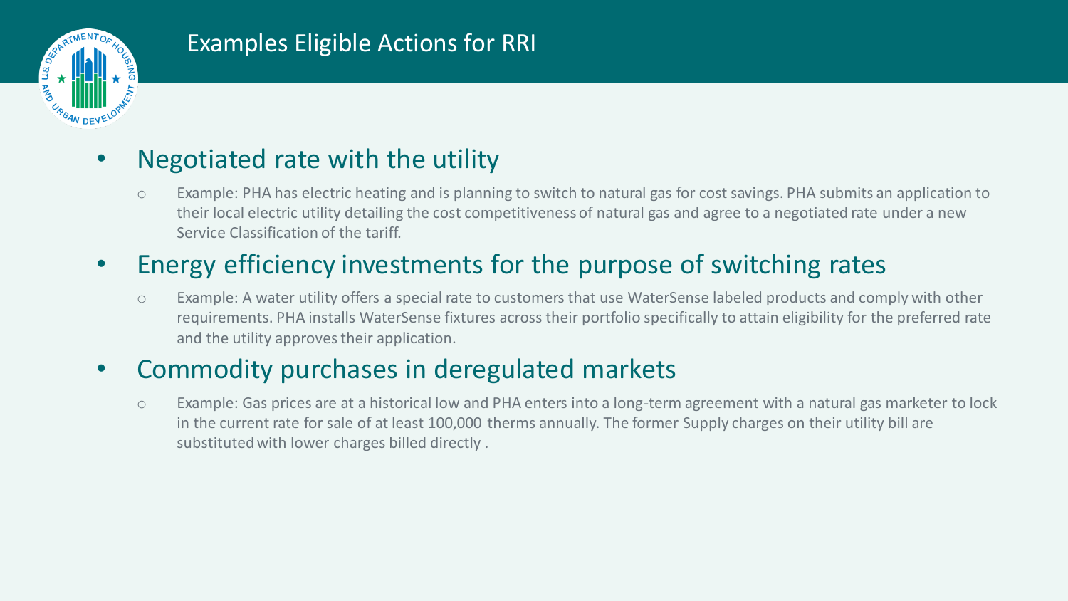# Examples Eligible Actions for RRI

- Negotiated rate with the utility
  - Example: PHA has electric heating and is planning to switch to natural gas for cost savings. PHA submits an application to their local electric utility detailing the cost competitiveness of natural gas and agree to a negotiated rate under a new Service Classification of the tariff.
- Energy efficiency investments for the purpose of switching rates
  - Example: A water utility offers a special rate to customers that use WaterSense labeled products and comply with other requirements. PHA installs WaterSense fixtures across their portfolio specifically to attain eligibility for the preferred rate and the utility approves their application.
- Commodity purchases in deregulated markets
  - Example: Gas prices are at a historical low and PHA enters into a long-term agreement with a natural gas marketer to lock in the current rate for sale of at least 100,000 therms annually. The former Supply charges on their utility bill are substituted with lower charges billed directly .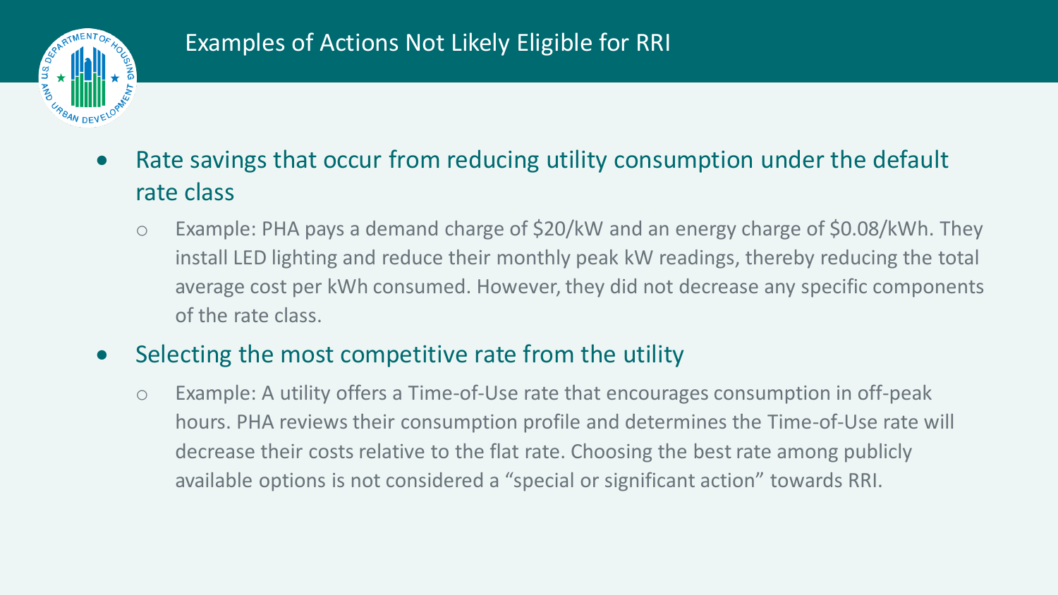# Examples of Actions Not Likely Eligible for RRI

- Rate savings that occur from reducing utility consumption under the default rate class
  - Example: PHA pays a demand charge of $20/kW and an energy charge of $0.08/kWh. They install LED lighting and reduce their monthly peak kW readings, thereby reducing the total average cost per kWh consumed. However, they did not decrease any specific components of the rate class.
- Selecting the most competitive rate from the utility
  - Example: A utility offers a Time-of-Use rate that encourages consumption in off-peak hours. PHA reviews their consumption profile and determines the Time-of-Use rate will decrease their costs relative to the flat rate. Choosing the best rate among publicly available options is not considered a "special or significant action" towards RRI.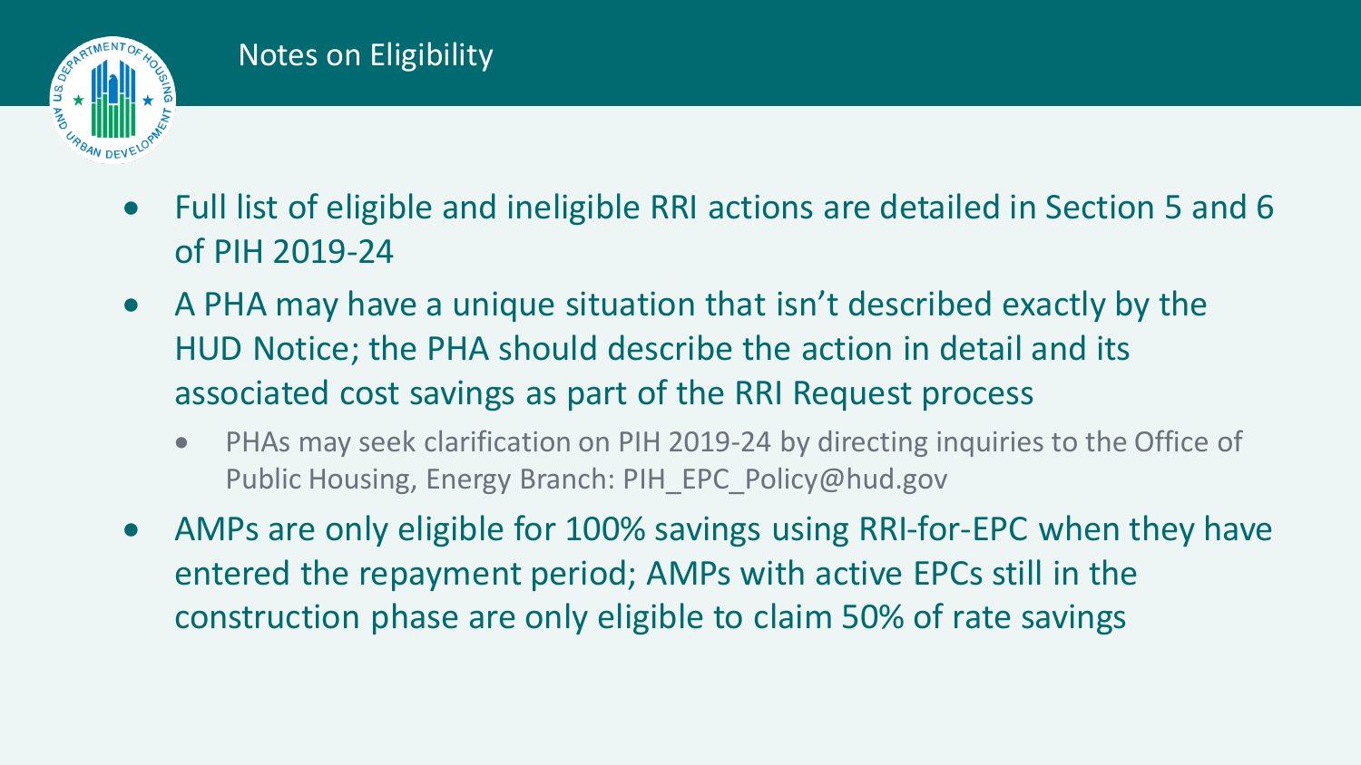# Notes on Eligibility

- Full list of eligible and ineligible RRI actions are detailed in Section 5 and 6 of PIH 2019-24
- A PHA may have a unique situation that isn't described exactly by the HUD Notice; the PHA should describe the action in detail and its associated cost savings as part of the RRI Request process
  - PHAs may seek clarification on PIH 2019-24 by directing inquiries to the Office of Public Housing, Energy Branch: PIH_EPC_Policy@hud.gov
- AMPs are only eligible for 100% savings using RRI-for-EPC when they have entered the repayment period; AMPs with active EPCs still in the construction phase are only eligible to claim 50% of rate savings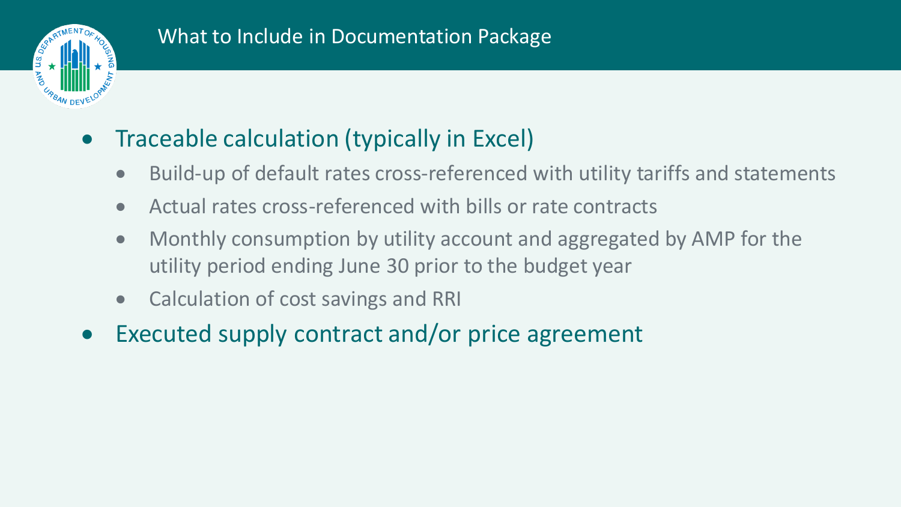# What to Include in Documentation Package

- Traceable calculation (typically in Excel)
  - Build-up of default rates cross-referenced with utility tariffs and statements
  - Actual rates cross-referenced with bills or rate contracts
  - Monthly consumption by utility account and aggregated by AMP for the utility period ending June 30 prior to the budget year
  - Calculation of cost savings and RRI
- Executed supply contract and/or price agreement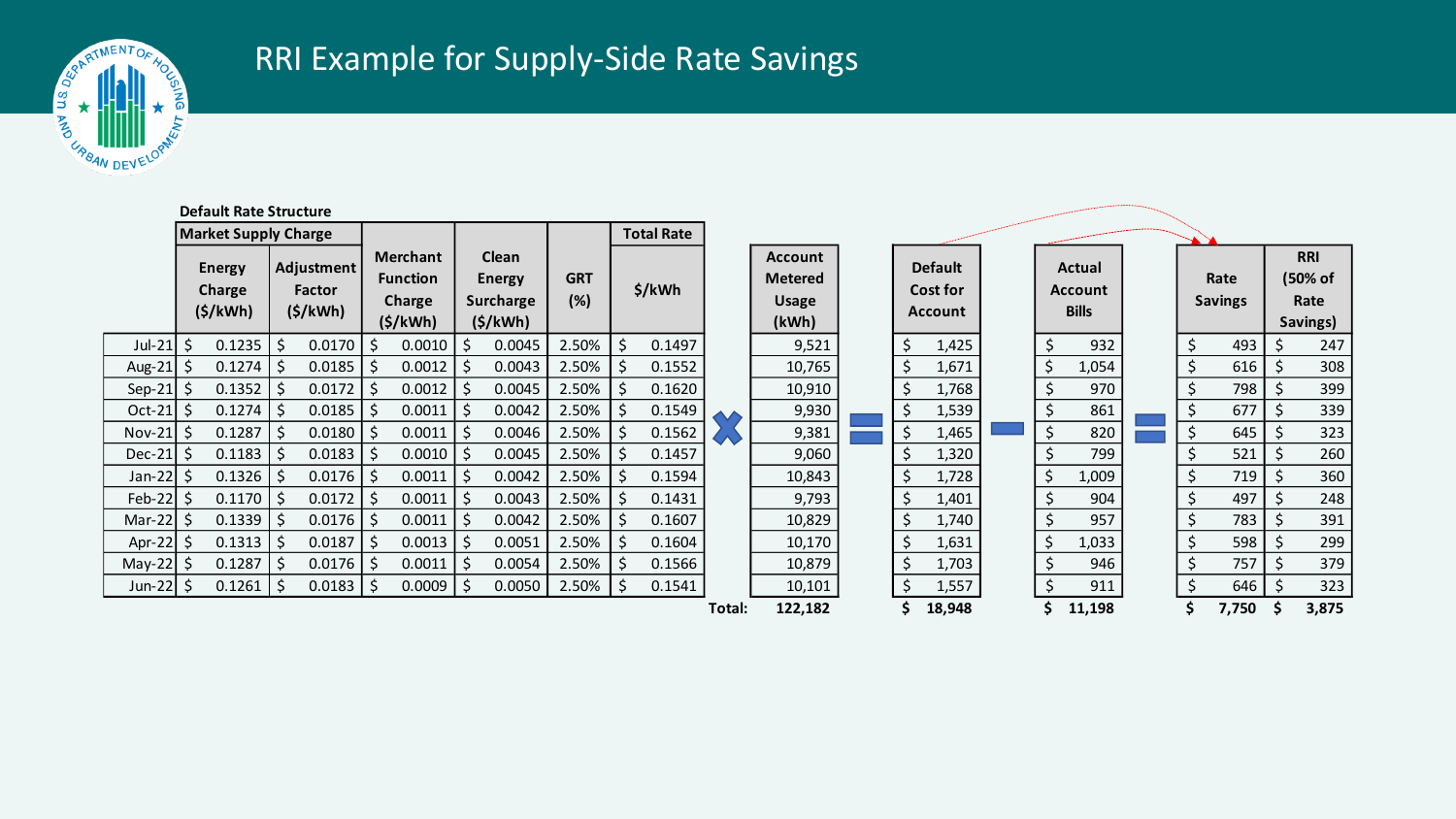# RRI Example for Supply-Side Rate Savings

**Default Rate Structure**

| | Market Supply Charge | | | | | Total Rate | | | | | |
|---|---|---|---|---|---|---|---|---|---|---|---|
| | Energy Charge ($/kWh) | Adjustment Factor ($/kWh) | Merchant Function Charge ($/kWh) | Clean Energy Surcharge ($/kWh) | GRT (%) | $/kWh | × Account Metered Usage (kWh) | = Default Cost for Account | − Actual Account Bills | = Rate Savings | RRI (50% of Rate Savings) |
| Jul-21 | $ 0.1235 | $ 0.0170 | $ 0.0010 | $ 0.0045 | 2.50% | $ 0.1497 | 9,521 | $ 1,425 | $ 932 | $ 493 | $ 247 |
| Aug-21 | $ 0.1274 | $ 0.0185 | $ 0.0012 | $ 0.0043 | 2.50% | $ 0.1552 | 10,765 | $ 1,671 | $ 1,054 | $ 616 | $ 308 |
| Sep-21 | $ 0.1352 | $ 0.0172 | $ 0.0012 | $ 0.0045 | 2.50% | $ 0.1620 | 10,910 | $ 1,768 | $ 970 | $ 798 | $ 399 |
| Oct-21 | $ 0.1274 | $ 0.0185 | $ 0.0011 | $ 0.0042 | 2.50% | $ 0.1549 | 9,930 | $ 1,539 | $ 861 | $ 677 | $ 339 |
| Nov-21 | $ 0.1287 | $ 0.0180 | $ 0.0011 | $ 0.0046 | 2.50% | $ 0.1562 | 9,381 | $ 1,465 | $ 820 | $ 645 | $ 323 |
| Dec-21 | $ 0.1183 | $ 0.0183 | $ 0.0010 | $ 0.0045 | 2.50% | $ 0.1457 | 9,060 | $ 1,320 | $ 799 | $ 521 | $ 260 |
| Jan-22 | $ 0.1326 | $ 0.0176 | $ 0.0011 | $ 0.0042 | 2.50% | $ 0.1594 | 10,843 | $ 1,728 | $ 1,009 | $ 719 | $ 360 |
| Feb-22 | $ 0.1170 | $ 0.0172 | $ 0.0011 | $ 0.0043 | 2.50% | $ 0.1431 | 9,793 | $ 1,401 | $ 904 | $ 497 | $ 248 |
| Mar-22 | $ 0.1339 | $ 0.0176 | $ 0.0011 | $ 0.0042 | 2.50% | $ 0.1607 | 10,829 | $ 1,740 | $ 957 | $ 783 | $ 391 |
| Apr-22 | $ 0.1313 | $ 0.0187 | $ 0.0013 | $ 0.0051 | 2.50% | $ 0.1604 | 10,170 | $ 1,631 | $ 1,033 | $ 598 | $ 299 |
| May-22 | $ 0.1287 | $ 0.0176 | $ 0.0011 | $ 0.0054 | 2.50% | $ 0.1566 | 10,879 | $ 1,703 | $ 946 | $ 757 | $ 379 |
| Jun-22 | $ 0.1261 | $ 0.0183 | $ 0.0009 | $ 0.0050 | 2.50% | $ 0.1541 | 10,101 | $ 1,557 | $ 911 | $ 646 | $ 323 |
| | | | | | | **Total:** | **122,182** | **$ 18,948** | **$ 11,198** | **$ 7,750** | **$ 3,875** |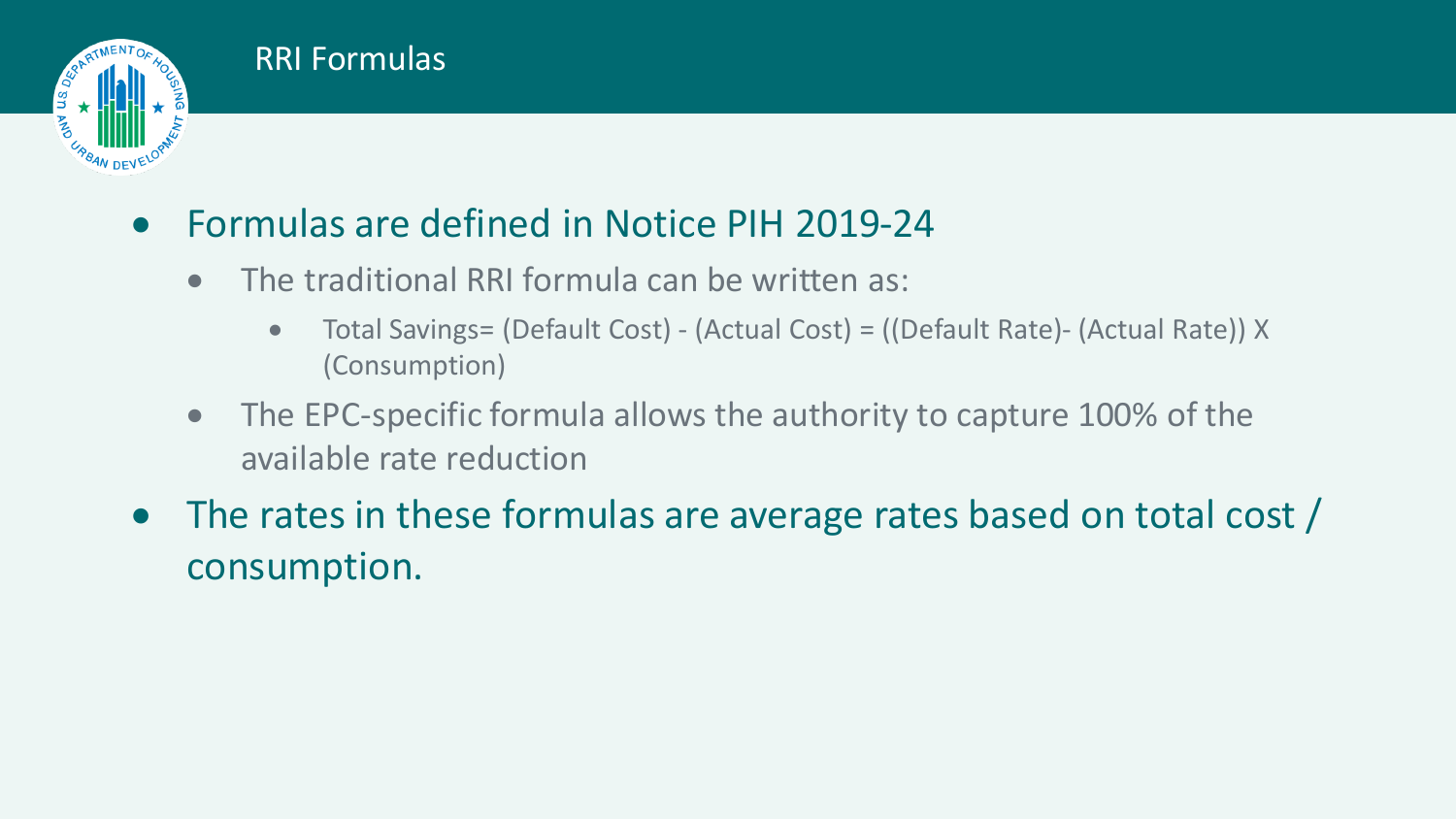# RRI Formulas

- Formulas are defined in Notice PIH 2019-24
  - The traditional RRI formula can be written as:
    - Total Savings= (Default Cost) - (Actual Cost) = ((Default Rate)- (Actual Rate)) X (Consumption)
  - The EPC-specific formula allows the authority to capture 100% of the available rate reduction
- The rates in these formulas are average rates based on total cost / consumption.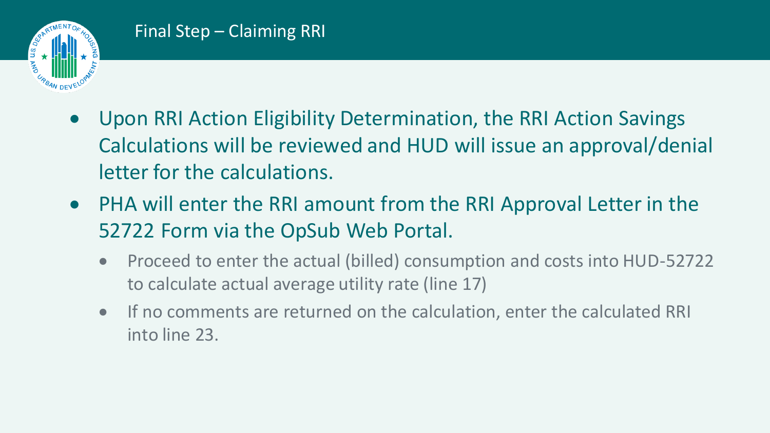## Final Step – Claiming RRI

- Upon RRI Action Eligibility Determination, the RRI Action Savings Calculations will be reviewed and HUD will issue an approval/denial letter for the calculations.
- PHA will enter the RRI amount from the RRI Approval Letter in the 52722 Form via the OpSub Web Portal.
  - Proceed to enter the actual (billed) consumption and costs into HUD-52722 to calculate actual average utility rate (line 17)
  - If no comments are returned on the calculation, enter the calculated RRI into line 23.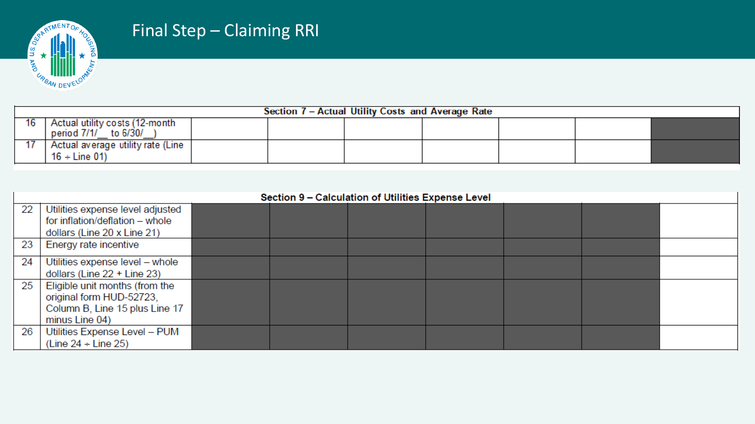# Final Step – Claiming RRI

| Section 7 – Actual Utility Costs and Average Rate | | | | | | | | |
|---|---|---|---|---|---|---|---|---|
| 16 | Actual utility costs (12-month period 7/1/__ to 6/30/__) | | | | | | | |
| 17 | Actual average utility rate (Line 16 ÷ Line 01) | | | | | | | |

| Section 9 – Calculation of Utilities Expense Level | | | | | | | | |
|---|---|---|---|---|---|---|---|---|
| 22 | Utilities expense level adjusted for inflation/deflation – whole dollars (Line 20 x Line 21) | | | | | | | |
| 23 | Energy rate incentive | | | | | | | |
| 24 | Utilities expense level – whole dollars (Line 22 + Line 23) | | | | | | | |
| 25 | Eligible unit months (from the original form HUD-52723, Column B, Line 15 plus Line 17 minus Line 04) | | | | | | | |
| 26 | Utilities Expense Level – PUM (Line 24 ÷ Line 25) | | | | | | | |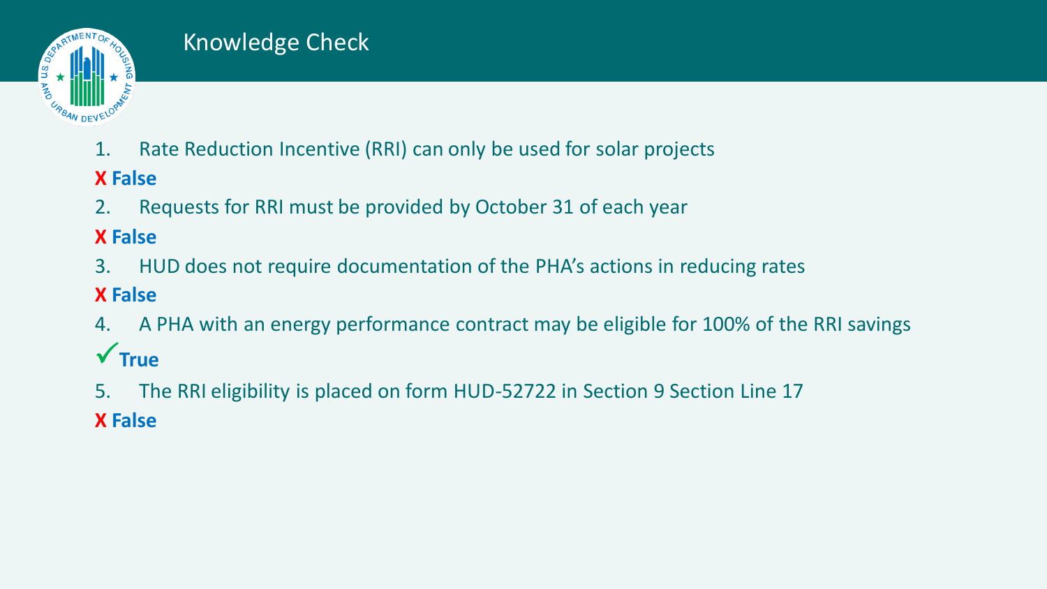# Knowledge Check

1. Rate Reduction Incentive (RRI) can only be used for solar projects

**X False**

2. Requests for RRI must be provided by October 31 of each year

**X False**

3. HUD does not require documentation of the PHA's actions in reducing rates

**X False**

4. A PHA with an energy performance contract may be eligible for 100% of the RRI savings

**✓ True**

5. The RRI eligibility is placed on form HUD-52722 in Section 9 Section Line 17

**X False**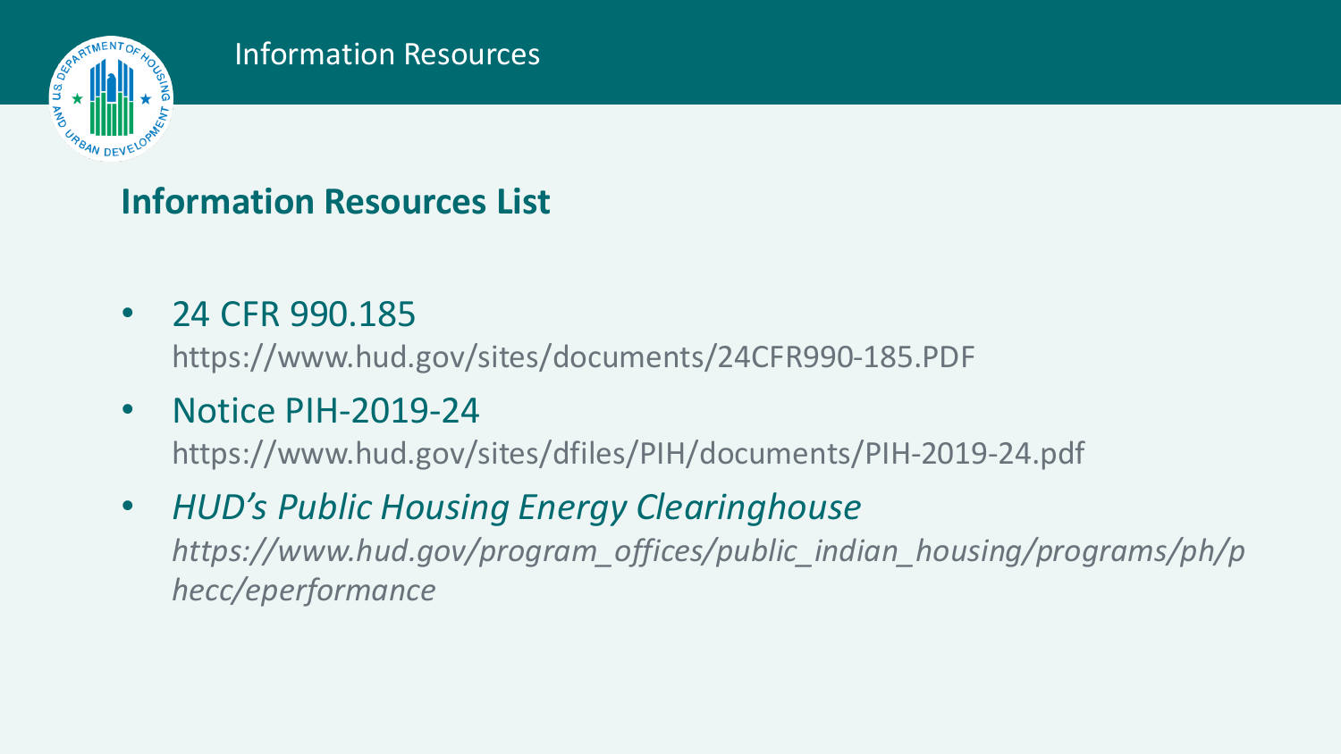# Information Resources

## Information Resources List

- 24 CFR 990.185
  https://www.hud.gov/sites/documents/24CFR990-185.PDF
- Notice PIH-2019-24
  https://www.hud.gov/sites/dfiles/PIH/documents/PIH-2019-24.pdf
- *HUD's Public Housing Energy Clearinghouse*
  *https://www.hud.gov/program_offices/public_indian_housing/programs/ph/phecc/eperformance*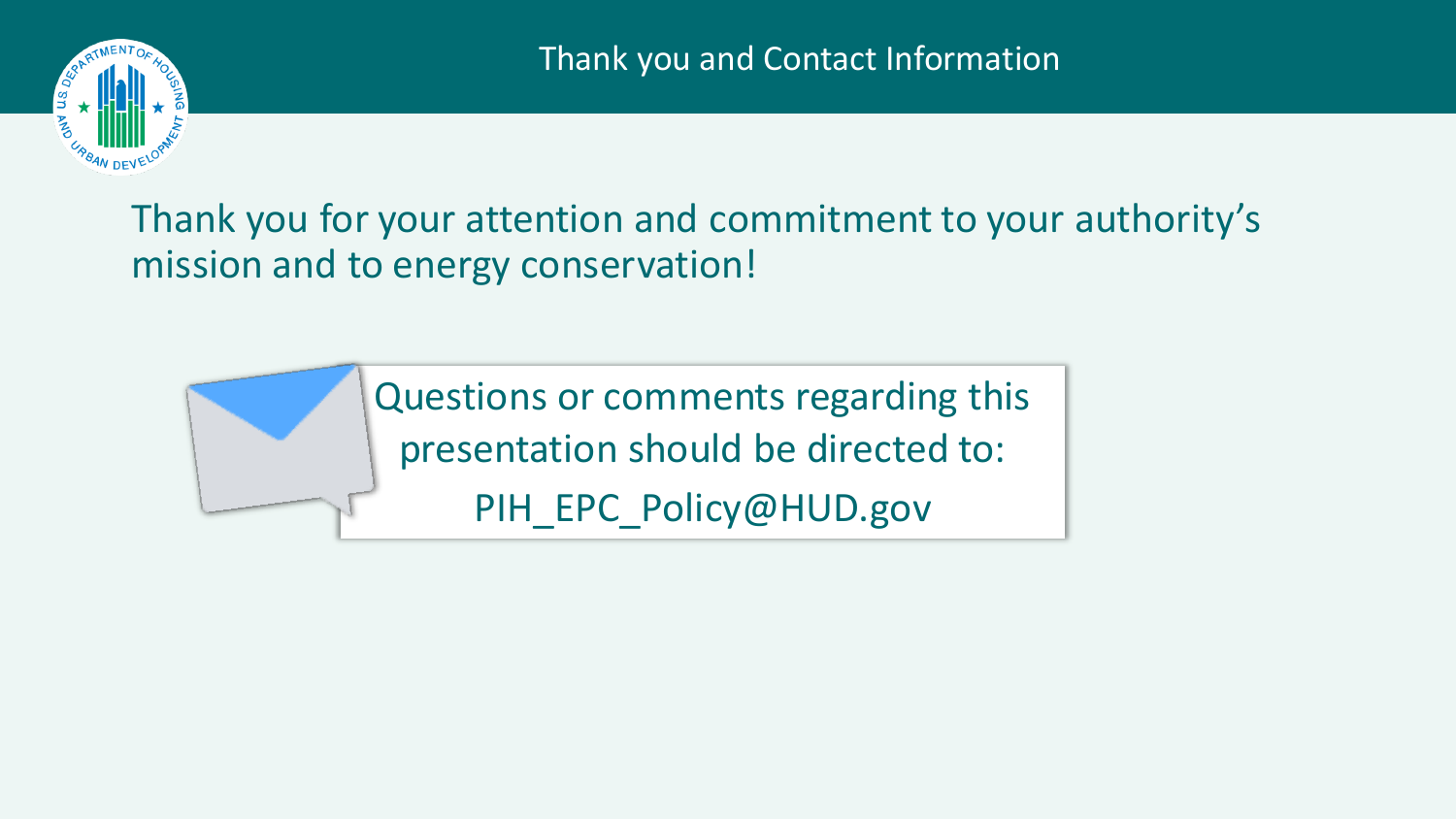# Thank you and Contact Information

Thank you for your attention and commitment to your authority's mission and to energy conservation!

Questions or comments regarding this presentation should be directed to:

PIH_EPC_Policy@HUD.gov